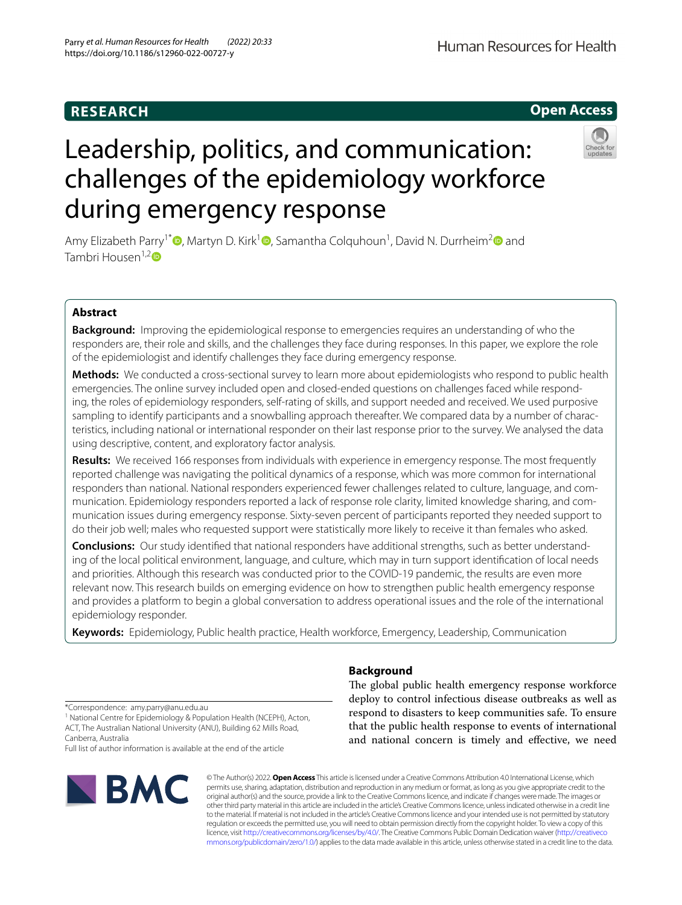RESEARCH

Open Access

# Leadership, politics, and communication: challenges of the epidemiology workforce during emergency response

Amy Elizabeth Parry[1*], Martyn D. Kirk[1], Samantha Colquhoun[1], David N. Durrheim[2] and Tambri Housen[1,2]

## Abstract

**Background:** Improving the epidemiological response to emergencies requires an understanding of who the responders are, their role and skills, and the challenges they face during responses. In this paper, we explore the role of the epidemiologist and identify challenges they face during emergency response.

**Methods:** We conducted a cross-sectional survey to learn more about epidemiologists who respond to public health emergencies. The online survey included open and closed-ended questions on challenges faced while responding, the roles of epidemiology responders, self-rating of skills, and support needed and received. We used purposive sampling to identify participants and a snowballing approach thereafter. We compared data by a number of characteristics, including national or international responder on their last response prior to the survey. We analysed the data using descriptive, content, and exploratory factor analysis.

**Results:** We received 166 responses from individuals with experience in emergency response. The most frequently reported challenge was navigating the political dynamics of a response, which was more common for international responders than national. National responders experienced fewer challenges related to culture, language, and communication. Epidemiology responders reported a lack of response role clarity, limited knowledge sharing, and communication issues during emergency response. Sixty-seven percent of participants reported they needed support to do their job well; males who requested support were statistically more likely to receive it than females who asked.

**Conclusions:** Our study identified that national responders have additional strengths, such as better understanding of the local political environment, language, and culture, which may in turn support identification of local needs and priorities. Although this research was conducted prior to the COVID-19 pandemic, the results are even more relevant now. This research builds on emerging evidence on how to strengthen public health emergency response and provides a platform to begin a global conversation to address operational issues and the role of the international epidemiology responder.

**Keywords:** Epidemiology, Public health practice, Health workforce, Emergency, Leadership, Communication

## Background

The global public health emergency response workforce deploy to control infectious disease outbreaks as well as respond to disasters to keep communities safe. To ensure that the public health response to events of international and national concern is timely and effective, we need

*Correspondence: amy.parry@anu.edu.au

[1] National Centre for Epidemiology & Population Health (NCEPH), Acton, ACT, The Australian National University (ANU), Building 62 Mills Road, Canberra, Australia

Full list of author information is available at the end of the article

© The Author(s) 2022. **Open Access** This article is licensed under a Creative Commons Attribution 4.0 International License, which permits use, sharing, adaptation, distribution and reproduction in any medium or format, as long as you give appropriate credit to the original author(s) and the source, provide a link to the Creative Commons licence, and indicate if changes were made. The images or other third party material in this article are included in the article's Creative Commons licence, unless indicated otherwise in a credit line to the material. If material is not included in the article's Creative Commons licence and your intended use is not permitted by statutory regulation or exceeds the permitted use, you will need to obtain permission directly from the copyright holder. To view a copy of this licence, visit http://creativecommons.org/licenses/by/4.0/. The Creative Commons Public Domain Dedication waiver (http://creativecommons.org/publicdomain/zero/1.0/) applies to the data made available in this article, unless otherwise stated in a credit line to the data.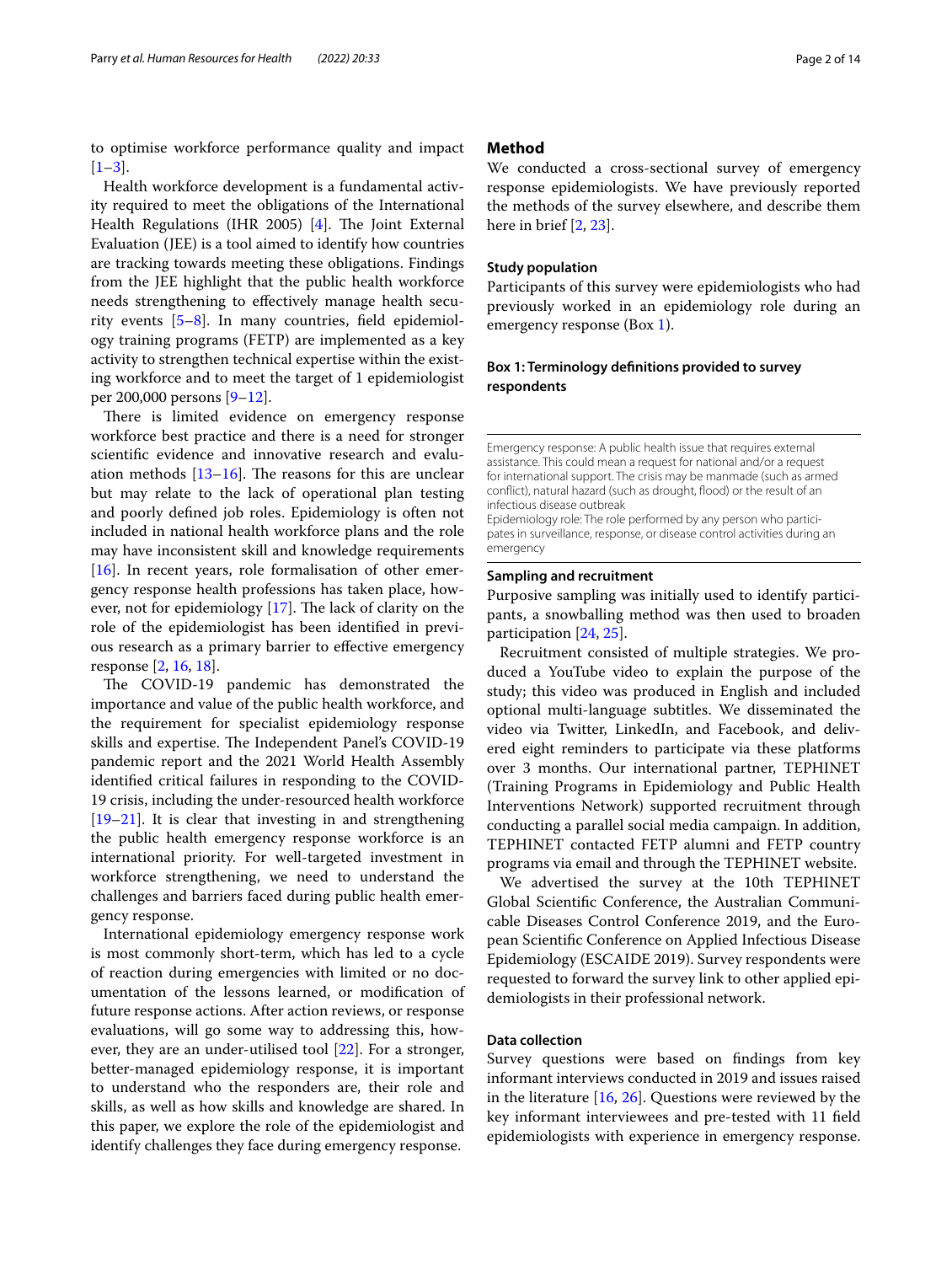to optimise workforce performance quality and impact [1–3].

Health workforce development is a fundamental activity required to meet the obligations of the International Health Regulations (IHR 2005) [4]. The Joint External Evaluation (JEE) is a tool aimed to identify how countries are tracking towards meeting these obligations. Findings from the JEE highlight that the public health workforce needs strengthening to effectively manage health security events [5–8]. In many countries, field epidemiology training programs (FETP) are implemented as a key activity to strengthen technical expertise within the existing workforce and to meet the target of 1 epidemiologist per 200,000 persons [9–12].

There is limited evidence on emergency response workforce best practice and there is a need for stronger scientific evidence and innovative research and evaluation methods [13–16]. The reasons for this are unclear but may relate to the lack of operational plan testing and poorly defined job roles. Epidemiology is often not included in national health workforce plans and the role may have inconsistent skill and knowledge requirements [16]. In recent years, role formalisation of other emergency response health professions has taken place, however, not for epidemiology [17]. The lack of clarity on the role of the epidemiologist has been identified in previous research as a primary barrier to effective emergency response [2, 16, 18].

The COVID-19 pandemic has demonstrated the importance and value of the public health workforce, and the requirement for specialist epidemiology response skills and expertise. The Independent Panel's COVID-19 pandemic report and the 2021 World Health Assembly identified critical failures in responding to the COVID-19 crisis, including the under-resourced health workforce [19–21]. It is clear that investing in and strengthening the public health emergency response workforce is an international priority. For well-targeted investment in workforce strengthening, we need to understand the challenges and barriers faced during public health emergency response.

International epidemiology emergency response work is most commonly short-term, which has led to a cycle of reaction during emergencies with limited or no documentation of the lessons learned, or modification of future response actions. After action reviews, or response evaluations, will go some way to addressing this, however, they are an under-utilised tool [22]. For a stronger, better-managed epidemiology response, it is important to understand who the responders are, their role and skills, as well as how skills and knowledge are shared. In this paper, we explore the role of the epidemiologist and identify challenges they face during emergency response.

## Method

We conducted a cross-sectional survey of emergency response epidemiologists. We have previously reported the methods of the survey elsewhere, and describe them here in brief [2, 23].

### Study population

Participants of this survey were epidemiologists who had previously worked in an epidemiology role during an emergency response (Box 1).

**Box 1: Terminology definitions provided to survey respondents**

Emergency response: A public health issue that requires external assistance. This could mean a request for national and/or a request for international support. The crisis may be manmade (such as armed conflict), natural hazard (such as drought, flood) or the result of an infectious disease outbreak

Epidemiology role: The role performed by any person who participates in surveillance, response, or disease control activities during an emergency

### Sampling and recruitment

Purposive sampling was initially used to identify participants, a snowballing method was then used to broaden participation [24, 25].

Recruitment consisted of multiple strategies. We produced a YouTube video to explain the purpose of the study; this video was produced in English and included optional multi-language subtitles. We disseminated the video via Twitter, LinkedIn, and Facebook, and delivered eight reminders to participate via these platforms over 3 months. Our international partner, TEPHINET (Training Programs in Epidemiology and Public Health Interventions Network) supported recruitment through conducting a parallel social media campaign. In addition, TEPHINET contacted FETP alumni and FETP country programs via email and through the TEPHINET website.

We advertised the survey at the 10th TEPHINET Global Scientific Conference, the Australian Communicable Diseases Control Conference 2019, and the European Scientific Conference on Applied Infectious Disease Epidemiology (ESCAIDE 2019). Survey respondents were requested to forward the survey link to other applied epidemiologists in their professional network.

### Data collection

Survey questions were based on findings from key informant interviews conducted in 2019 and issues raised in the literature [16, 26]. Questions were reviewed by the key informant interviewees and pre-tested with 11 field epidemiologists with experience in emergency response.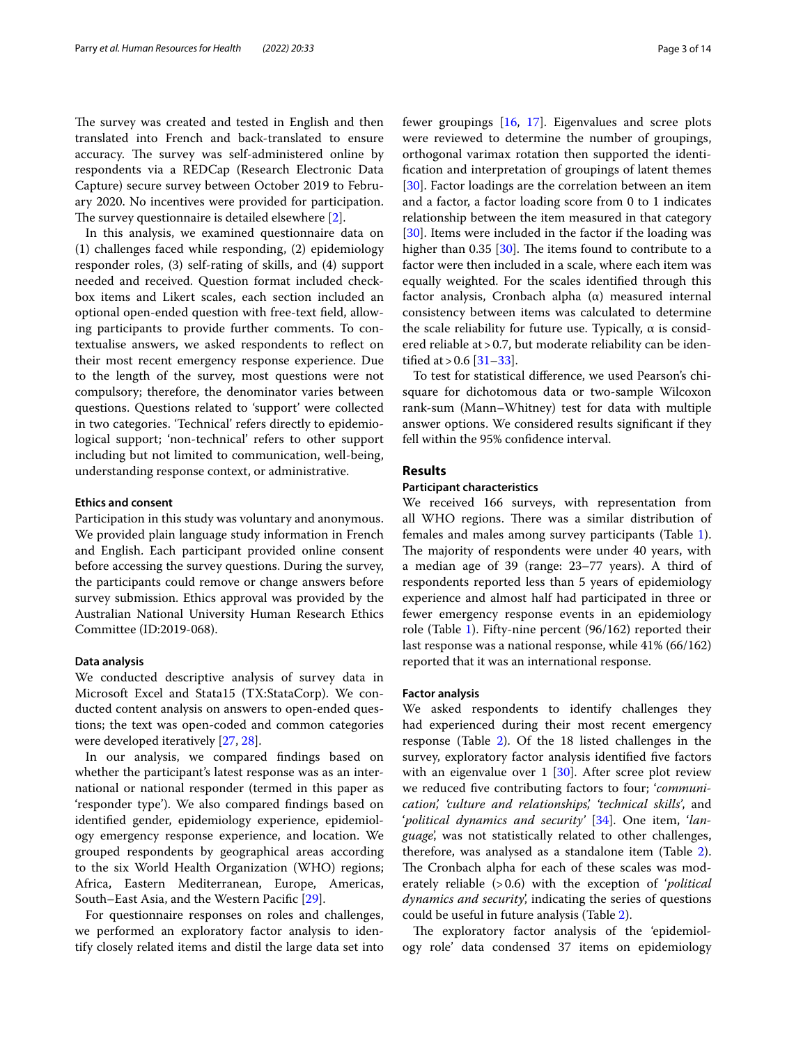The survey was created and tested in English and then translated into French and back-translated to ensure accuracy. The survey was self-administered online by respondents via a REDCap (Research Electronic Data Capture) secure survey between October 2019 to February 2020. No incentives were provided for participation. The survey questionnaire is detailed elsewhere [2].

In this analysis, we examined questionnaire data on (1) challenges faced while responding, (2) epidemiology responder roles, (3) self-rating of skills, and (4) support needed and received. Question format included checkbox items and Likert scales, each section included an optional open-ended question with free-text field, allowing participants to provide further comments. To contextualise answers, we asked respondents to reflect on their most recent emergency response experience. Due to the length of the survey, most questions were not compulsory; therefore, the denominator varies between questions. Questions related to 'support' were collected in two categories. 'Technical' refers directly to epidemiological support; 'non-technical' refers to other support including but not limited to communication, well-being, understanding response context, or administrative.

### Ethics and consent

Participation in this study was voluntary and anonymous. We provided plain language study information in French and English. Each participant provided online consent before accessing the survey questions. During the survey, the participants could remove or change answers before survey submission. Ethics approval was provided by the Australian National University Human Research Ethics Committee (ID:2019-068).

### Data analysis

We conducted descriptive analysis of survey data in Microsoft Excel and Stata15 (TX:StataCorp). We conducted content analysis on answers to open-ended questions; the text was open-coded and common categories were developed iteratively [27, 28].

In our analysis, we compared findings based on whether the participant's latest response was as an international or national responder (termed in this paper as 'responder type'). We also compared findings based on identified gender, epidemiology experience, epidemiology emergency response experience, and location. We grouped respondents by geographical areas according to the six World Health Organization (WHO) regions; Africa, Eastern Mediterranean, Europe, Americas, South–East Asia, and the Western Pacific [29].

For questionnaire responses on roles and challenges, we performed an exploratory factor analysis to identify closely related items and distil the large data set into fewer groupings [16, 17]. Eigenvalues and scree plots were reviewed to determine the number of groupings, orthogonal varimax rotation then supported the identification and interpretation of groupings of latent themes [30]. Factor loadings are the correlation between an item and a factor, a factor loading score from 0 to 1 indicates relationship between the item measured in that category [30]. Items were included in the factor if the loading was higher than 0.35 [30]. The items found to contribute to a factor were then included in a scale, where each item was equally weighted. For the scales identified through this factor analysis, Cronbach alpha (α) measured internal consistency between items was calculated to determine the scale reliability for future use. Typically, α is considered reliable at > 0.7, but moderate reliability can be identified at > 0.6 [31–33].

To test for statistical difference, we used Pearson's chi-square for dichotomous data or two-sample Wilcoxon rank-sum (Mann–Whitney) test for data with multiple answer options. We considered results significant if they fell within the 95% confidence interval.

## Results

### Participant characteristics

We received 166 surveys, with representation from all WHO regions. There was a similar distribution of females and males among survey participants (Table 1). The majority of respondents were under 40 years, with a median age of 39 (range: 23–77 years). A third of respondents reported less than 5 years of epidemiology experience and almost half had participated in three or fewer emergency response events in an epidemiology role (Table 1). Fifty-nine percent (96/162) reported their last response was a national response, while 41% (66/162) reported that it was an international response.

### Factor analysis

We asked respondents to identify challenges they had experienced during their most recent emergency response (Table 2). Of the 18 listed challenges in the survey, exploratory factor analysis identified five factors with an eigenvalue over 1 [30]. After scree plot review we reduced five contributing factors to four; '*communication*', '*culture and relationships*', '*technical skills*', and '*political dynamics and security*' [34]. One item, '*language*', was not statistically related to other challenges, therefore, was analysed as a standalone item (Table 2). The Cronbach alpha for each of these scales was moderately reliable (> 0.6) with the exception of '*political dynamics and security*', indicating the series of questions could be useful in future analysis (Table 2).

The exploratory factor analysis of the 'epidemiology role' data condensed 37 items on epidemiology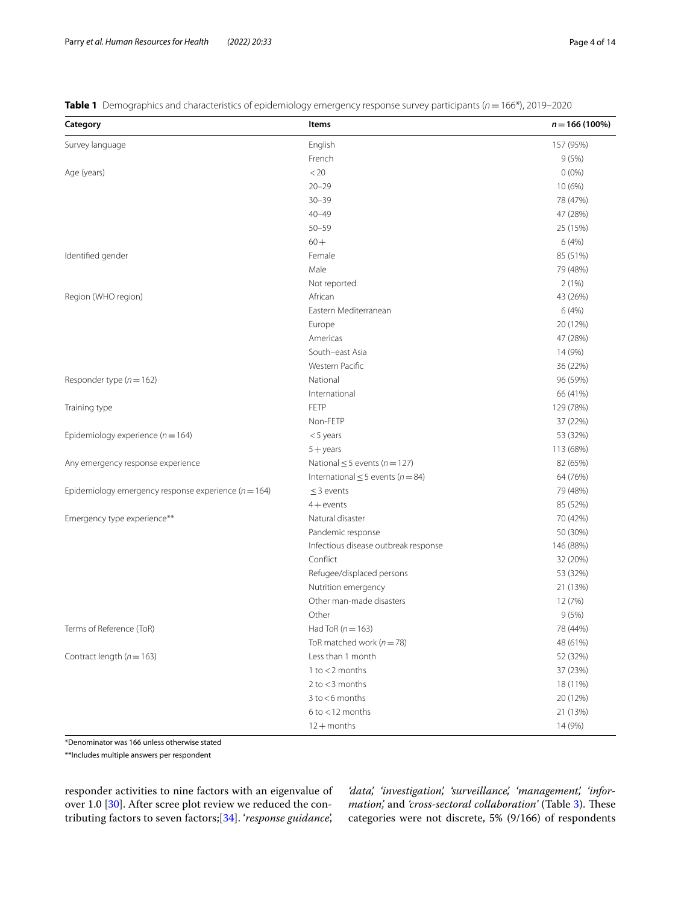**Table 1** Demographics and characteristics of epidemiology emergency response survey participants ($n = 166$*), 2019–2020

| Category | Items | $n = 166$ (100%) |
|---|---|---|
| Survey language | English | 157 (95%) |
| | French | 9 (5%) |
| Age (years) | < 20 | 0 (0%) |
| | 20–29 | 10 (6%) |
| | 30–39 | 78 (47%) |
| | 40–49 | 47 (28%) |
| | 50–59 | 25 (15%) |
| | 60+ | 6 (4%) |
| Identified gender | Female | 85 (51%) |
| | Male | 79 (48%) |
| | Not reported | 2 (1%) |
| Region (WHO region) | African | 43 (26%) |
| | Eastern Mediterranean | 6 (4%) |
| | Europe | 20 (12%) |
| | Americas | 47 (28%) |
| | South–east Asia | 14 (9%) |
| | Western Pacific | 36 (22%) |
| Responder type ($n = 162$) | National | 96 (59%) |
| | International | 66 (41%) |
| Training type | FETP | 129 (78%) |
| | Non-FETP | 37 (22%) |
| Epidemiology experience ($n = 164$) | < 5 years | 53 (32%) |
| | 5+ years | 113 (68%) |
| Any emergency response experience | National ≤ 5 events ($n = 127$) | 82 (65%) |
| | International ≤ 5 events ($n = 84$) | 64 (76%) |
| Epidemiology emergency response experience ($n = 164$) | ≤ 3 events | 79 (48%) |
| | 4+ events | 85 (52%) |
| Emergency type experience** | Natural disaster | 70 (42%) |
| | Pandemic response | 50 (30%) |
| | Infectious disease outbreak response | 146 (88%) |
| | Conflict | 32 (20%) |
| | Refugee/displaced persons | 53 (32%) |
| | Nutrition emergency | 21 (13%) |
| | Other man-made disasters | 12 (7%) |
| | Other | 9 (5%) |
| Terms of Reference (ToR) | Had ToR ($n = 163$) | 78 (44%) |
| | ToR matched work ($n = 78$) | 48 (61%) |
| Contract length ($n = 163$) | Less than 1 month | 52 (32%) |
| | 1 to < 2 months | 37 (23%) |
| | 2 to < 3 months | 18 (11%) |
| | 3 to < 6 months | 20 (12%) |
| | 6 to < 12 months | 21 (13%) |
| | 12+ months | 14 (9%) |

*Denominator was 166 unless otherwise stated

**Includes multiple answers per respondent

responder activities to nine factors with an eigenvalue of over 1.0 [30]. After scree plot review we reduced the contributing factors to seven factors;[34]. '*response guidance*', *'data,' 'investigation,' 'surveillance,' 'management,' 'information,'* and *'cross-sectoral collaboration'* (Table 3). These categories were not discrete, 5% (9/166) of respondents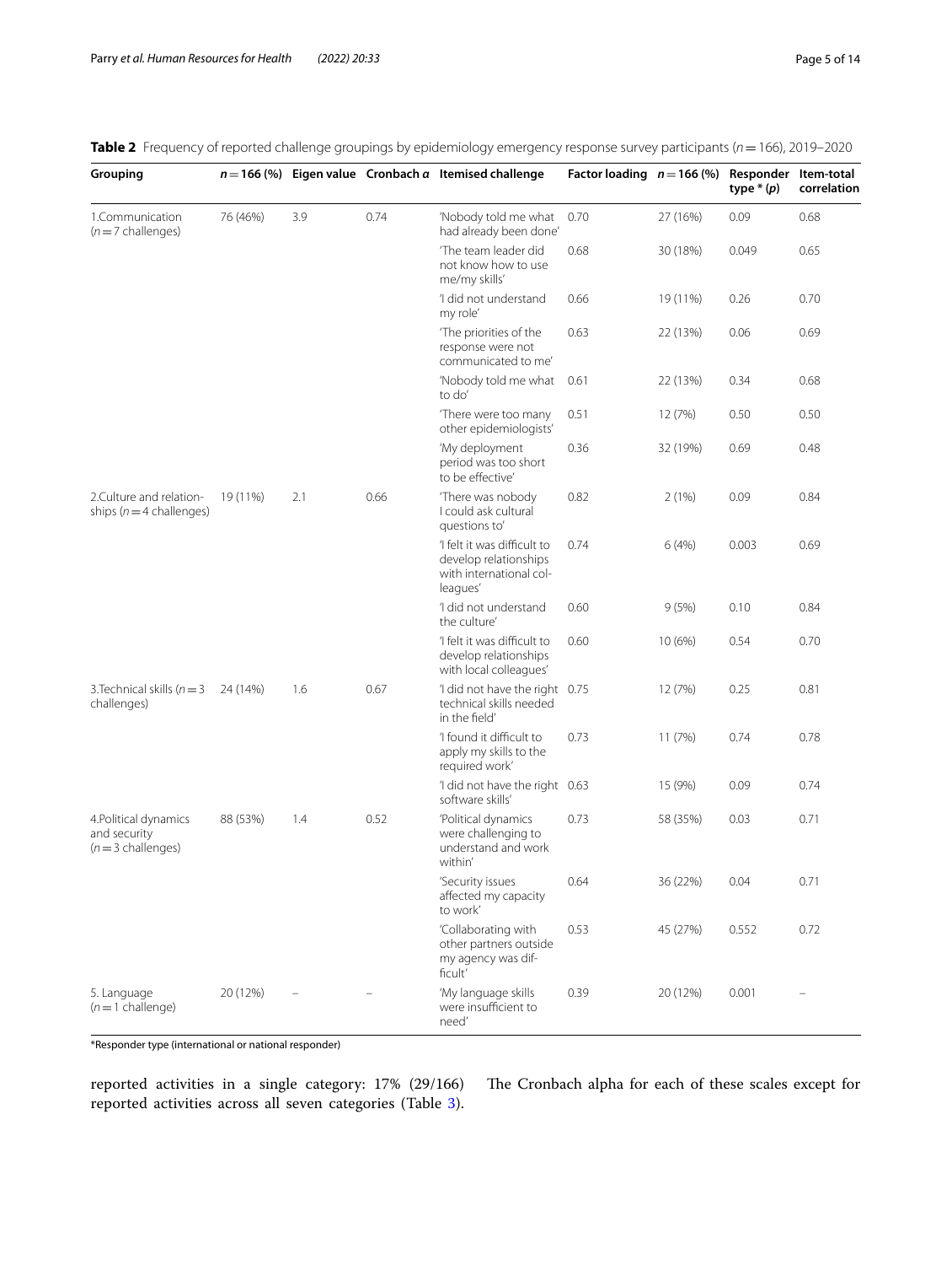**Table 2** Frequency of reported challenge groupings by epidemiology emergency response survey participants ($n = 166$), 2019–2020

| Grouping | $n = 166$ (%) | Eigen value | Cronbach $\alpha$ | Itemised challenge | Factor loading | $n = 166$ (%) | Responder type * ($p$) | Item-total correlation |
|---|---|---|---|---|---|---|---|---|
| 1.Communication ($n = 7$ challenges) | 76 (46%) | 3.9 | 0.74 | 'Nobody told me what had already been done' | 0.70 | 27 (16%) | 0.09 | 0.68 |
| | | | | 'The team leader did not know how to use me/my skills' | 0.68 | 30 (18%) | 0.049 | 0.65 |
| | | | | 'I did not understand my role' | 0.66 | 19 (11%) | 0.26 | 0.70 |
| | | | | 'The priorities of the response were not communicated to me' | 0.63 | 22 (13%) | 0.06 | 0.69 |
| | | | | 'Nobody told me what to do' | 0.61 | 22 (13%) | 0.34 | 0.68 |
| | | | | 'There were too many other epidemiologists' | 0.51 | 12 (7%) | 0.50 | 0.50 |
| | | | | 'My deployment period was too short to be effective' | 0.36 | 32 (19%) | 0.69 | 0.48 |
| 2.Culture and relationships ($n = 4$ challenges) | 19 (11%) | 2.1 | 0.66 | 'There was nobody I could ask cultural questions to' | 0.82 | 2 (1%) | 0.09 | 0.84 |
| | | | | 'I felt it was difficult to develop relationships with international colleagues' | 0.74 | 6 (4%) | 0.003 | 0.69 |
| | | | | 'I did not understand the culture' | 0.60 | 9 (5%) | 0.10 | 0.84 |
| | | | | 'I felt it was difficult to develop relationships with local colleagues' | 0.60 | 10 (6%) | 0.54 | 0.70 |
| 3.Technical skills ($n = 3$ challenges) | 24 (14%) | 1.6 | 0.67 | 'I did not have the right technical skills needed in the field' | 0.75 | 12 (7%) | 0.25 | 0.81 |
| | | | | 'I found it difficult to apply my skills to the required work' | 0.73 | 11 (7%) | 0.74 | 0.78 |
| | | | | 'I did not have the right software skills' | 0.63 | 15 (9%) | 0.09 | 0.74 |
| 4.Political dynamics and security ($n = 3$ challenges) | 88 (53%) | 1.4 | 0.52 | 'Political dynamics were challenging to understand and work within' | 0.73 | 58 (35%) | 0.03 | 0.71 |
| | | | | 'Security issues affected my capacity to work' | 0.64 | 36 (22%) | 0.04 | 0.71 |
| | | | | 'Collaborating with other partners outside my agency was difficult' | 0.53 | 45 (27%) | 0.552 | 0.72 |
| 5. Language ($n = 1$ challenge) | 20 (12%) | – | – | 'My language skills were insufficient to need' | 0.39 | 20 (12%) | 0.001 | – |

*Responder type (international or national responder)

reported activities in a single category: 17% (29/166) reported activities across all seven categories (Table 3).

The Cronbach alpha for each of these scales except for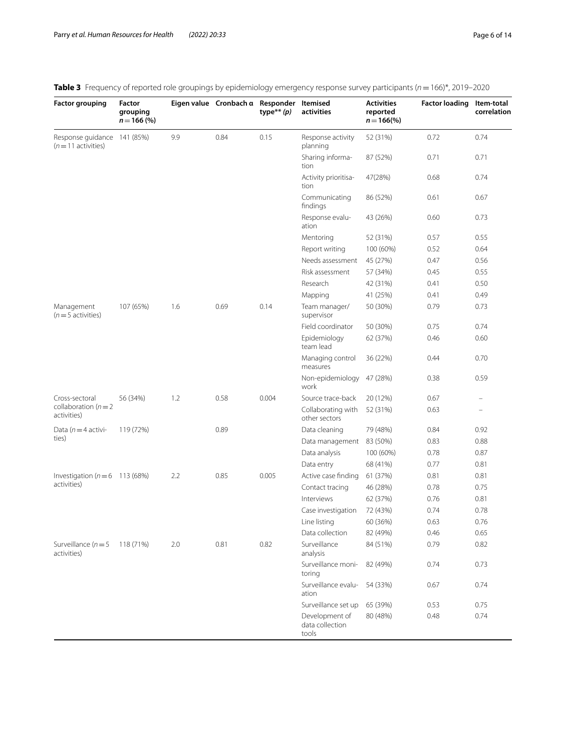**Table 3** Frequency of reported role groupings by epidemiology emergency response survey participants ($n = 166$)*, 2019–2020

| Factor grouping | Factor grouping $n = 166$ (%) | Eigen value | Cronbach α | Responder type** (p) | Itemised activities | Activities reported $n = 166$(%) | Factor loading | Item-total correlation |
|---|---|---|---|---|---|---|---|---|
| Response guidance ($n = 11$ activities) | 141 (85%) | 9.9 | 0.84 | 0.15 | Response activity planning | 52 (31%) | 0.72 | 0.74 |
| | | | | | Sharing information | 87 (52%) | 0.71 | 0.71 |
| | | | | | Activity prioritisation | 47(28%) | 0.68 | 0.74 |
| | | | | | Communicating findings | 86 (52%) | 0.61 | 0.67 |
| | | | | | Response evaluation | 43 (26%) | 0.60 | 0.73 |
| | | | | | Mentoring | 52 (31%) | 0.57 | 0.55 |
| | | | | | Report writing | 100 (60%) | 0.52 | 0.64 |
| | | | | | Needs assessment | 45 (27%) | 0.47 | 0.56 |
| | | | | | Risk assessment | 57 (34%) | 0.45 | 0.55 |
| | | | | | Research | 42 (31%) | 0.41 | 0.50 |
| | | | | | Mapping | 41 (25%) | 0.41 | 0.49 |
| Management ($n = 5$ activities) | 107 (65%) | 1.6 | 0.69 | 0.14 | Team manager/supervisor | 50 (30%) | 0.79 | 0.73 |
| | | | | | Field coordinator | 50 (30%) | 0.75 | 0.74 |
| | | | | | Epidemiology team lead | 62 (37%) | 0.46 | 0.60 |
| | | | | | Managing control measures | 36 (22%) | 0.44 | 0.70 |
| | | | | | Non-epidemiology work | 47 (28%) | 0.38 | 0.59 |
| Cross-sectoral collaboration ($n = 2$ activities) | 56 (34%) | 1.2 | 0.58 | 0.004 | Source trace-back | 20 (12%) | 0.67 | – |
| | | | | | Collaborating with other sectors | 52 (31%) | 0.63 | – |
| Data ($n = 4$ activities) | 119 (72%) | | 0.89 | | Data cleaning | 79 (48%) | 0.84 | 0.92 |
| | | | | | Data management | 83 (50%) | 0.83 | 0.88 |
| | | | | | Data analysis | 100 (60%) | 0.78 | 0.87 |
| | | | | | Data entry | 68 (41%) | 0.77 | 0.81 |
| Investigation ($n = 6$ activities) | 113 (68%) | 2.2 | 0.85 | 0.005 | Active case finding | 61 (37%) | 0.81 | 0.81 |
| | | | | | Contact tracing | 46 (28%) | 0.78 | 0.75 |
| | | | | | Interviews | 62 (37%) | 0.76 | 0.81 |
| | | | | | Case investigation | 72 (43%) | 0.74 | 0.78 |
| | | | | | Line listing | 60 (36%) | 0.63 | 0.76 |
| | | | | | Data collection | 82 (49%) | 0.46 | 0.65 |
| Surveillance ($n = 5$ activities) | 118 (71%) | 2.0 | 0.81 | 0.82 | Surveillance analysis | 84 (51%) | 0.79 | 0.82 |
| | | | | | Surveillance monitoring | 82 (49%) | 0.74 | 0.73 |
| | | | | | Surveillance evaluation | 54 (33%) | 0.67 | 0.74 |
| | | | | | Surveillance set up | 65 (39%) | 0.53 | 0.75 |
| | | | | | Development of data collection tools | 80 (48%) | 0.48 | 0.74 |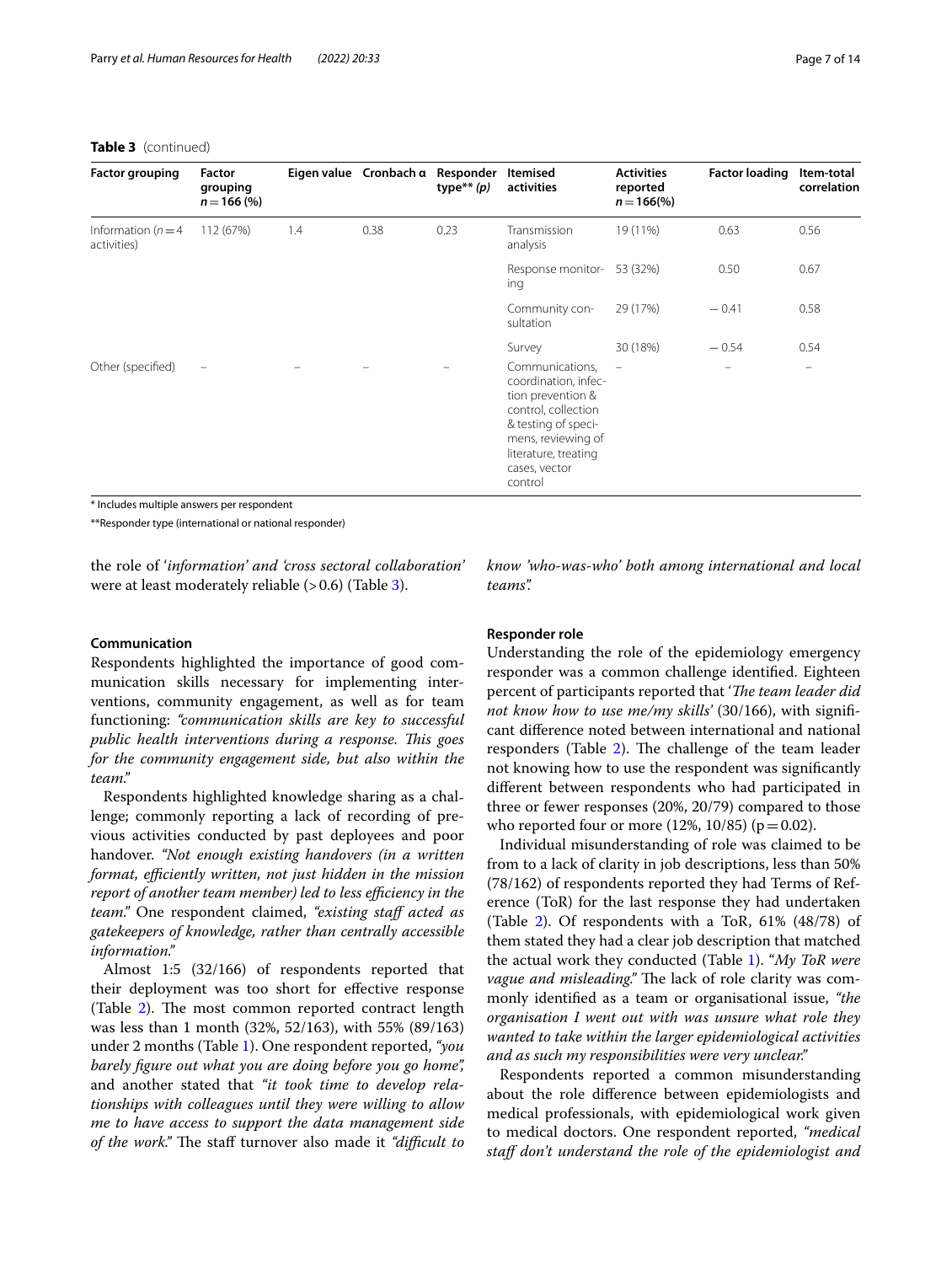**Table 3** (continued)

| Factor grouping | Factor grouping $n=166$ (%) | Eigen value | Cronbach α | Responder type** (p) | Itemised activities | Activities reported $n=166$(%) | Factor loading | Item-total correlation |
|---|---|---|---|---|---|---|---|---|
| Information ($n=4$ activities) | 112 (67%) | 1.4 | 0.38 | 0.23 | Transmission analysis | 19 (11%) | 0.63 | 0.56 |
| | | | | | Response monitoring | 53 (32%) | 0.50 | 0.67 |
| | | | | | Community consultation | 29 (17%) | − 0.41 | 0.58 |
| | | | | | Survey | 30 (18%) | − 0.54 | 0.54 |
| Other (specified) | – | – | – | – | Communications, coordination, infection prevention & control, collection & testing of specimens, reviewing of literature, treating cases, vector control | – | – | – |

* Includes multiple answers per respondent

**Responder type (international or national responder)

the role of '*information' and 'cross sectoral collaboration'* were at least moderately reliable (> 0.6) (Table 3).

#### Communication

Respondents highlighted the importance of good communication skills necessary for implementing interventions, community engagement, as well as for team functioning: *"communication skills are key to successful public health interventions during a response. This goes for the community engagement side, but also within the team."*

Respondents highlighted knowledge sharing as a challenge; commonly reporting a lack of recording of previous activities conducted by past deployees and poor handover. *"Not enough existing handovers (in a written format, efficiently written, not just hidden in the mission report of another team member) led to less efficiency in the team."* One respondent claimed, *"existing staff acted as gatekeepers of knowledge, rather than centrally accessible information."*

Almost 1:5 (32/166) of respondents reported that their deployment was too short for effective response (Table 2). The most common reported contract length was less than 1 month (32%, 52/163), with 55% (89/163) under 2 months (Table 1). One respondent reported, *"you barely figure out what you are doing before you go home"*, and another stated that *"it took time to develop relationships with colleagues until they were willing to allow me to have access to support the data management side of the work."* The staff turnover also made it *"difficult to know 'who-was-who' both among international and local teams".*

#### Responder role

Understanding the role of the epidemiology emergency responder was a common challenge identified. Eighteen percent of participants reported that '*The team leader did not know how to use me/my skills'* (30/166), with significant difference noted between international and national responders (Table 2). The challenge of the team leader not knowing how to use the respondent was significantly different between respondents who had participated in three or fewer responses (20%, 20/79) compared to those who reported four or more (12%, 10/85) ($p=0.02$).

Individual misunderstanding of role was claimed to be from to a lack of clarity in job descriptions, less than 50% (78/162) of respondents reported they had Terms of Reference (ToR) for the last response they had undertaken (Table 2). Of respondents with a ToR, 61% (48/78) of them stated they had a clear job description that matched the actual work they conducted (Table 1). "*My ToR were vague and misleading."* The lack of role clarity was commonly identified as a team or organisational issue, *"the organisation I went out with was unsure what role they wanted to take within the larger epidemiological activities and as such my responsibilities were very unclear."*

Respondents reported a common misunderstanding about the role difference between epidemiologists and medical professionals, with epidemiological work given to medical doctors. One respondent reported, *"medical staff don't understand the role of the epidemiologist and*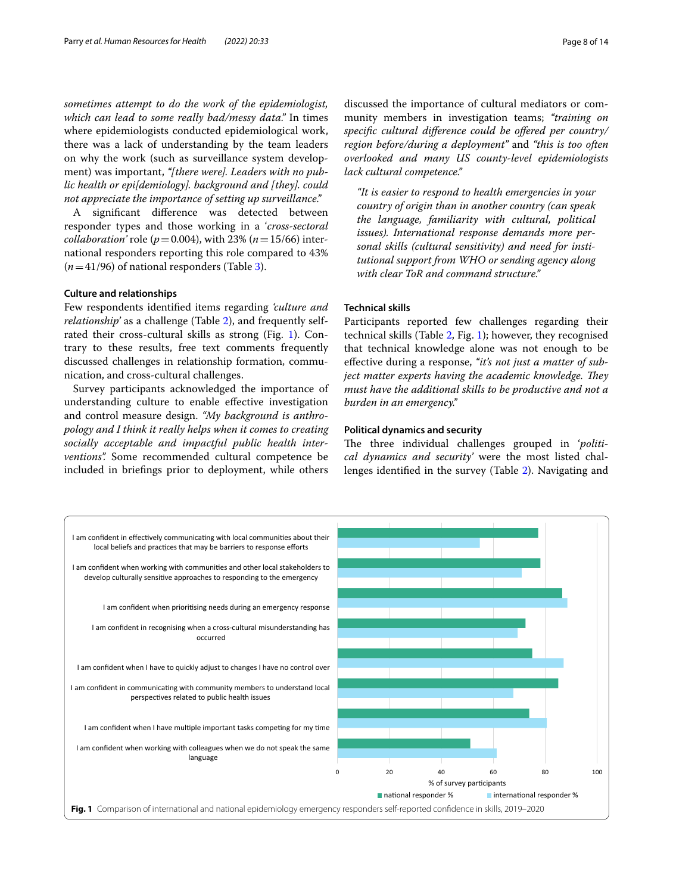*sometimes attempt to do the work of the epidemiologist, which can lead to some really bad/messy data."* In times where epidemiologists conducted epidemiological work, there was a lack of understanding by the team leaders on why the work (such as surveillance system development) was important, *"[there were]. Leaders with no public health or epi[demiology]. background and [they]. could not appreciate the importance of setting up surveillance."*

A significant difference was detected between responder types and those working in a '*cross-sectoral collaboration*' role ($p = 0.004$), with 23% ($n = 15/66$) international responders reporting this role compared to 43% ($n = 41/96$) of national responders (Table 3).

### Culture and relationships

Few respondents identified items regarding *'culture and relationship'* as a challenge (Table 2), and frequently self-rated their cross-cultural skills as strong (Fig. 1). Contrary to these results, free text comments frequently discussed challenges in relationship formation, communication, and cross-cultural challenges.

Survey participants acknowledged the importance of understanding culture to enable effective investigation and control measure design. *"My background is anthropology and I think it really helps when it comes to creating socially acceptable and impactful public health interventions".* Some recommended cultural competence be included in briefings prior to deployment, while others discussed the importance of cultural mediators or community members in investigation teams; *"training on specific cultural difference could be offered per country/region before/during a deployment"* and *"this is too often overlooked and many US county-level epidemiologists lack cultural competence."*

> *"It is easier to respond to health emergencies in your country of origin than in another country (can speak the language, familiarity with cultural, political issues). International response demands more personal skills (cultural sensitivity) and need for institutional support from WHO or sending agency along with clear ToR and command structure."*

### Technical skills

Participants reported few challenges regarding their technical skills (Table 2, Fig. 1); however, they recognised that technical knowledge alone was not enough to be effective during a response, *"it's not just a matter of subject matter experts having the academic knowledge. They must have the additional skills to be productive and not a burden in an emergency."*

### Political dynamics and security

The three individual challenges grouped in *'political dynamics and security'* were the most listed challenges identified in the survey (Table 2). Navigating and

**Fig. 1** Comparison of international and national epidemiology emergency responders self-reported confidence in skills, 2019–2020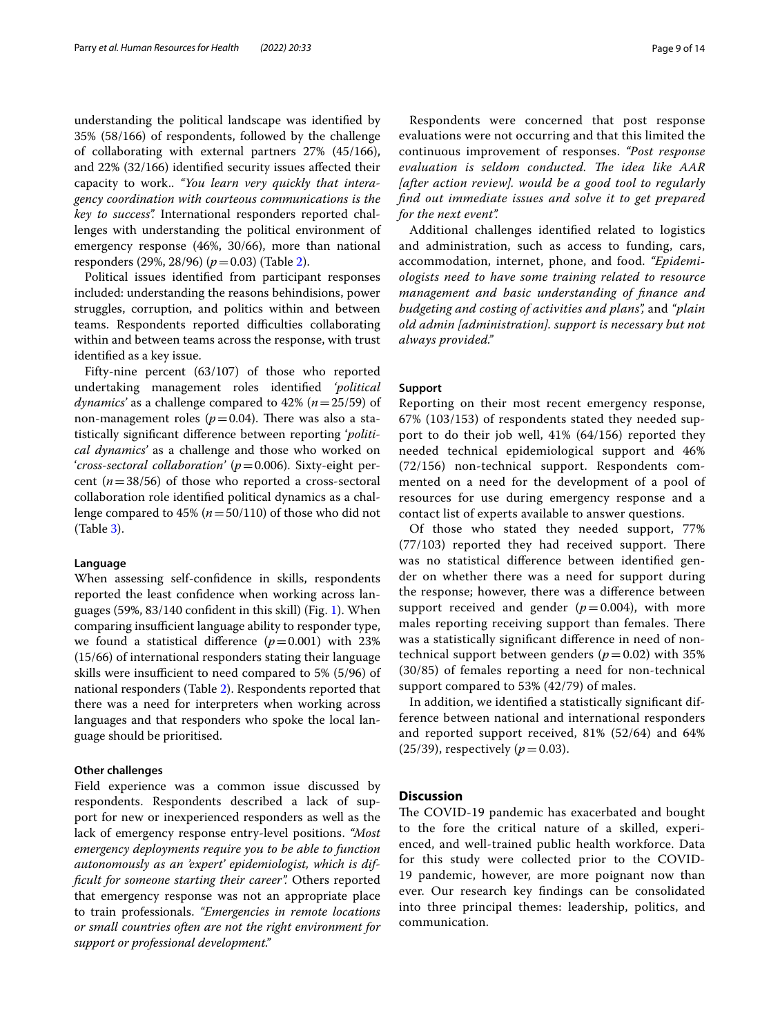understanding the political landscape was identified by 35% (58/166) of respondents, followed by the challenge of collaborating with external partners 27% (45/166), and 22% (32/166) identified security issues affected their capacity to work.. *"You learn very quickly that interagency coordination with courteous communications is the key to success".* International responders reported challenges with understanding the political environment of emergency response (46%, 30/66), more than national responders (29%, 28/96) ($p=0.03$) (Table 2).

Political issues identified from participant responses included: understanding the reasons behindisions, power struggles, corruption, and politics within and between teams. Respondents reported difficulties collaborating within and between teams across the response, with trust identified as a key issue.

Fifty-nine percent (63/107) of those who reported undertaking management roles identified *'political dynamics'* as a challenge compared to 42% ($n=25/59$) of non-management roles ($p=0.04$). There was also a statistically significant difference between reporting *'political dynamics'* as a challenge and those who worked on *'cross-sectoral collaboration'* ($p=0.006$). Sixty-eight percent ($n=38/56$) of those who reported a cross-sectoral collaboration role identified political dynamics as a challenge compared to 45% ($n=50/110$) of those who did not (Table 3).

#### Language

When assessing self-confidence in skills, respondents reported the least confidence when working across languages (59%, 83/140 confident in this skill) (Fig. 1). When comparing insufficient language ability to responder type, we found a statistical difference ($p=0.001$) with 23% (15/66) of international responders stating their language skills were insufficient to need compared to 5% (5/96) of national responders (Table 2). Respondents reported that there was a need for interpreters when working across languages and that responders who spoke the local language should be prioritised.

#### Other challenges

Field experience was a common issue discussed by respondents. Respondents described a lack of support for new or inexperienced responders as well as the lack of emergency response entry-level positions. *"Most emergency deployments require you to be able to function autonomously as an 'expert' epidemiologist, which is difficult for someone starting their career".* Others reported that emergency response was not an appropriate place to train professionals. *"Emergencies in remote locations or small countries often are not the right environment for support or professional development."*

Respondents were concerned that post response evaluations were not occurring and that this limited the continuous improvement of responses. *"Post response evaluation is seldom conducted. The idea like AAR [after action review]. would be a good tool to regularly find out immediate issues and solve it to get prepared for the next event".*

Additional challenges identified related to logistics and administration, such as access to funding, cars, accommodation, internet, phone, and food. *"Epidemiologists need to have some training related to resource management and basic understanding of finance and budgeting and costing of activities and plans",* and *"plain old admin [administration]. support is necessary but not always provided."*

#### Support

Reporting on their most recent emergency response, 67% (103/153) of respondents stated they needed support to do their job well, 41% (64/156) reported they needed technical epidemiological support and 46% (72/156) non-technical support. Respondents commented on a need for the development of a pool of resources for use during emergency response and a contact list of experts available to answer questions.

Of those who stated they needed support, 77% (77/103) reported they had received support. There was no statistical difference between identified gender on whether there was a need for support during the response; however, there was a difference between support received and gender ($p=0.004$), with more males reporting receiving support than females. There was a statistically significant difference in need of non-technical support between genders ($p=0.02$) with 35% (30/85) of females reporting a need for non-technical support compared to 53% (42/79) of males.

In addition, we identified a statistically significant difference between national and international responders and reported support received, 81% (52/64) and 64% (25/39), respectively ($p=0.03$).

## Discussion

The COVID-19 pandemic has exacerbated and bought to the fore the critical nature of a skilled, experienced, and well-trained public health workforce. Data for this study were collected prior to the COVID-19 pandemic, however, are more poignant now than ever. Our research key findings can be consolidated into three principal themes: leadership, politics, and communication.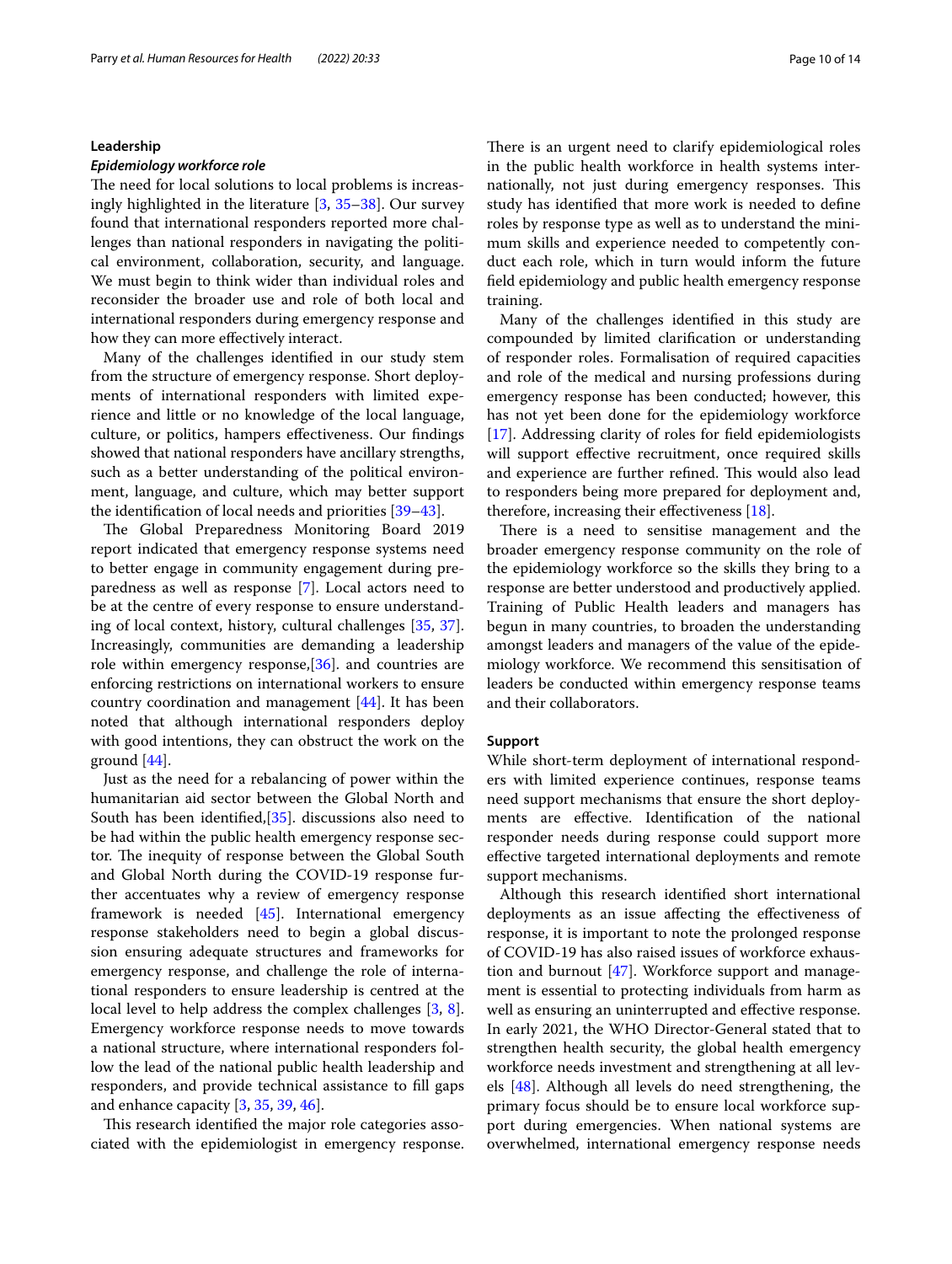## Leadership

### *Epidemiology workforce role*

The need for local solutions to local problems is increasingly highlighted in the literature [3, 35–38]. Our survey found that international responders reported more challenges than national responders in navigating the political environment, collaboration, security, and language. We must begin to think wider than individual roles and reconsider the broader use and role of both local and international responders during emergency response and how they can more effectively interact.

Many of the challenges identified in our study stem from the structure of emergency response. Short deployments of international responders with limited experience and little or no knowledge of the local language, culture, or politics, hampers effectiveness. Our findings showed that national responders have ancillary strengths, such as a better understanding of the political environment, language, and culture, which may better support the identification of local needs and priorities [39–43].

The Global Preparedness Monitoring Board 2019 report indicated that emergency response systems need to better engage in community engagement during preparedness as well as response [7]. Local actors need to be at the centre of every response to ensure understanding of local context, history, cultural challenges [35, 37]. Increasingly, communities are demanding a leadership role within emergency response,[36]. and countries are enforcing restrictions on international workers to ensure country coordination and management [44]. It has been noted that although international responders deploy with good intentions, they can obstruct the work on the ground [44].

Just as the need for a rebalancing of power within the humanitarian aid sector between the Global North and South has been identified,[35]. discussions also need to be had within the public health emergency response sector. The inequity of response between the Global South and Global North during the COVID-19 response further accentuates why a review of emergency response framework is needed [45]. International emergency response stakeholders need to begin a global discussion ensuring adequate structures and frameworks for emergency response, and challenge the role of international responders to ensure leadership is centred at the local level to help address the complex challenges [3, 8]. Emergency workforce response needs to move towards a national structure, where international responders follow the lead of the national public health leadership and responders, and provide technical assistance to fill gaps and enhance capacity [3, 35, 39, 46].

This research identified the major role categories associated with the epidemiologist in emergency response. There is an urgent need to clarify epidemiological roles in the public health workforce in health systems internationally, not just during emergency responses. This study has identified that more work is needed to define roles by response type as well as to understand the minimum skills and experience needed to competently conduct each role, which in turn would inform the future field epidemiology and public health emergency response training.

Many of the challenges identified in this study are compounded by limited clarification or understanding of responder roles. Formalisation of required capacities and role of the medical and nursing professions during emergency response has been conducted; however, this has not yet been done for the epidemiology workforce [17]. Addressing clarity of roles for field epidemiologists will support effective recruitment, once required skills and experience are further refined. This would also lead to responders being more prepared for deployment and, therefore, increasing their effectiveness [18].

There is a need to sensitise management and the broader emergency response community on the role of the epidemiology workforce so the skills they bring to a response are better understood and productively applied. Training of Public Health leaders and managers has begun in many countries, to broaden the understanding amongst leaders and managers of the value of the epidemiology workforce. We recommend this sensitisation of leaders be conducted within emergency response teams and their collaborators.

## Support

While short-term deployment of international responders with limited experience continues, response teams need support mechanisms that ensure the short deployments are effective. Identification of the national responder needs during response could support more effective targeted international deployments and remote support mechanisms.

Although this research identified short international deployments as an issue affecting the effectiveness of response, it is important to note the prolonged response of COVID-19 has also raised issues of workforce exhaustion and burnout [47]. Workforce support and management is essential to protecting individuals from harm as well as ensuring an uninterrupted and effective response. In early 2021, the WHO Director-General stated that to strengthen health security, the global health emergency workforce needs investment and strengthening at all levels [48]. Although all levels do need strengthening, the primary focus should be to ensure local workforce support during emergencies. When national systems are overwhelmed, international emergency response needs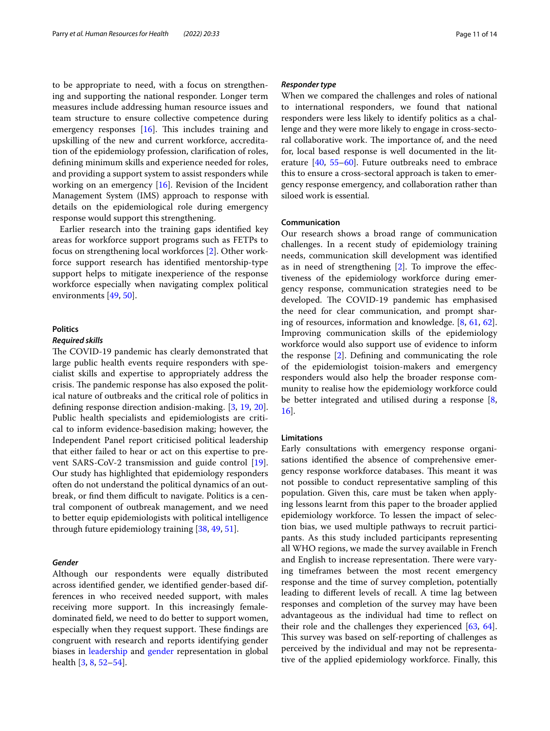to be appropriate to need, with a focus on strengthening and supporting the national responder. Longer term measures include addressing human resource issues and team structure to ensure collective competence during emergency responses [16]. This includes training and upskilling of the new and current workforce, accreditation of the epidemiology profession, clarification of roles, defining minimum skills and experience needed for roles, and providing a support system to assist responders while working on an emergency [16]. Revision of the Incident Management System (IMS) approach to response with details on the epidemiological role during emergency response would support this strengthening.

Earlier research into the training gaps identified key areas for workforce support programs such as FETPs to focus on strengthening local workforces [2]. Other workforce support research has identified mentorship-type support helps to mitigate inexperience of the response workforce especially when navigating complex political environments [49, 50].

### Politics

#### *Required skills*

The COVID-19 pandemic has clearly demonstrated that large public health events require responders with specialist skills and expertise to appropriately address the crisis. The pandemic response has also exposed the political nature of outbreaks and the critical role of politics in defining response direction andision-making. [3, 19, 20]. Public health specialists and epidemiologists are critical to inform evidence-basedision making; however, the Independent Panel report criticised political leadership that either failed to hear or act on this expertise to prevent SARS-CoV-2 transmission and guide control [19]. Our study has highlighted that epidemiology responders often do not understand the political dynamics of an outbreak, or find them difficult to navigate. Politics is a central component of outbreak management, and we need to better equip epidemiologists with political intelligence through future epidemiology training [38, 49, 51].

#### *Gender*

Although our respondents were equally distributed across identified gender, we identified gender-based differences in who received needed support, with males receiving more support. In this increasingly female-dominated field, we need to do better to support women, especially when they request support. These findings are congruent with research and reports identifying gender biases in leadership and gender representation in global health [3, 8, 52–54].

#### *Responder type*

When we compared the challenges and roles of national to international responders, we found that national responders were less likely to identify politics as a challenge and they were more likely to engage in cross-sectoral collaborative work. The importance of, and the need for, local based response is well documented in the literature [40, 55–60]. Future outbreaks need to embrace this to ensure a cross-sectoral approach is taken to emergency response emergency, and collaboration rather than siloed work is essential.

### Communication

Our research shows a broad range of communication challenges. In a recent study of epidemiology training needs, communication skill development was identified as in need of strengthening [2]. To improve the effectiveness of the epidemiology workforce during emergency response, communication strategies need to be developed. The COVID-19 pandemic has emphasised the need for clear communication, and prompt sharing of resources, information and knowledge. [8, 61, 62]. Improving communication skills of the epidemiology workforce would also support use of evidence to inform the response [2]. Defining and communicating the role of the epidemiologist toision-makers and emergency responders would also help the broader response community to realise how the epidemiology workforce could be better integrated and utilised during a response [8, 16].

### Limitations

Early consultations with emergency response organisations identified the absence of comprehensive emergency response workforce databases. This meant it was not possible to conduct representative sampling of this population. Given this, care must be taken when applying lessons learnt from this paper to the broader applied epidemiology workforce. To lessen the impact of selection bias, we used multiple pathways to recruit participants. As this study included participants representing all WHO regions, we made the survey available in French and English to increase representation. There were varying timeframes between the most recent emergency response and the time of survey completion, potentially leading to different levels of recall. A time lag between responses and completion of the survey may have been advantageous as the individual had time to reflect on their role and the challenges they experienced [63, 64]. This survey was based on self-reporting of challenges as perceived by the individual and may not be representative of the applied epidemiology workforce. Finally, this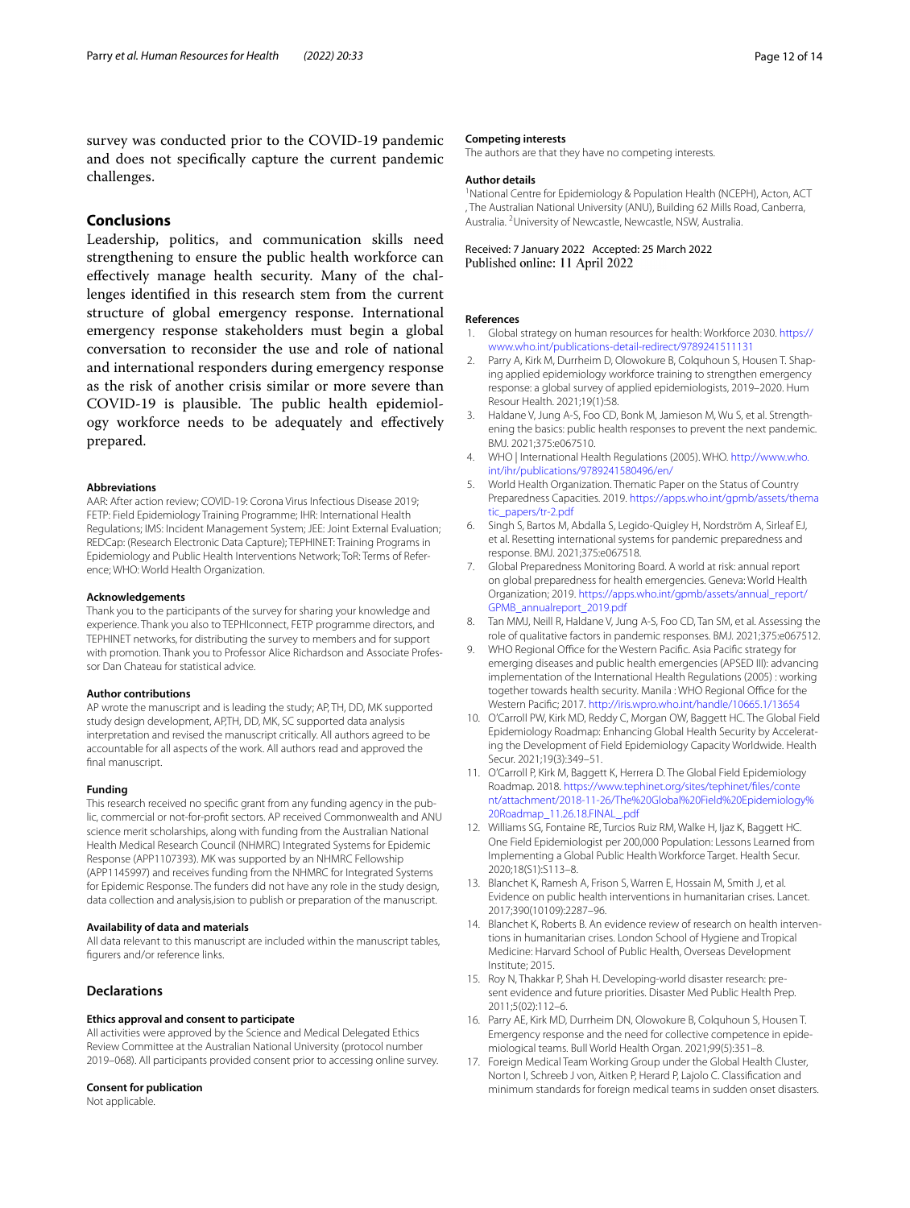survey was conducted prior to the COVID-19 pandemic and does not specifically capture the current pandemic challenges.

## Conclusions

Leadership, politics, and communication skills need strengthening to ensure the public health workforce can effectively manage health security. Many of the challenges identified in this research stem from the current structure of global emergency response. International emergency response stakeholders must begin a global conversation to reconsider the use and role of national and international responders during emergency response as the risk of another crisis similar or more severe than COVID-19 is plausible. The public health epidemiology workforce needs to be adequately and effectively prepared.

#### Abbreviations

AAR: After action review; COVID-19: Corona Virus Infectious Disease 2019; FETP: Field Epidemiology Training Programme; IHR: International Health Regulations; IMS: Incident Management System; JEE: Joint External Evaluation; REDCap: (Research Electronic Data Capture); TEPHINET: Training Programs in Epidemiology and Public Health Interventions Network; ToR: Terms of Reference; WHO: World Health Organization.

#### Acknowledgements

Thank you to the participants of the survey for sharing your knowledge and experience. Thank you also to TEPHIconnect, FETP programme directors, and TEPHINET networks, for distributing the survey to members and for support with promotion. Thank you to Professor Alice Richardson and Associate Professor Dan Chateau for statistical advice.

#### Author contributions

AP wrote the manuscript and is leading the study; AP, TH, DD, MK supported study design development, AP,TH, DD, MK, SC supported data analysis interpretation and revised the manuscript critically. All authors agreed to be accountable for all aspects of the work. All authors read and approved the final manuscript.

#### Funding

This research received no specific grant from any funding agency in the public, commercial or not-for-profit sectors. AP received Commonwealth and ANU science merit scholarships, along with funding from the Australian National Health Medical Research Council (NHMRC) Integrated Systems for Epidemic Response (APP1107393). MK was supported by an NHMRC Fellowship (APP1145997) and receives funding from the NHMRC for Integrated Systems for Epidemic Response. The funders did not have any role in the study design, data collection and analysis,ision to publish or preparation of the manuscript.

#### Availability of data and materials

All data relevant to this manuscript are included within the manuscript tables, figurers and/or reference links.

## Declarations

#### Ethics approval and consent to participate

All activities were approved by the Science and Medical Delegated Ethics Review Committee at the Australian National University (protocol number 2019–068). All participants provided consent prior to accessing online survey.

#### Consent for publication

Not applicable.

#### Competing interests

The authors are that they have no competing interests.

#### Author details

[1]National Centre for Epidemiology & Population Health (NCEPH), Acton, ACT , The Australian National University (ANU), Building 62 Mills Road, Canberra, Australia. [2]University of Newcastle, Newcastle, NSW, Australia.

Received: 7 January 2022 Accepted: 25 March 2022
Published online: 11 April 2022

#### References

1. Global strategy on human resources for health: Workforce 2030. https://www.who.int/publications-detail-redirect/9789241511131
2. Parry A, Kirk M, Durrheim D, Olowokure B, Colquhoun S, Housen T. Shaping applied epidemiology workforce training to strengthen emergency response: a global survey of applied epidemiologists, 2019–2020. Hum Resour Health. 2021;19(1):58.
3. Haldane V, Jung A-S, Foo CD, Bonk M, Jamieson M, Wu S, et al. Strengthening the basics: public health responses to prevent the next pandemic. BMJ. 2021;375:e067510.
4. WHO | International Health Regulations (2005). WHO. http://www.who.int/ihr/publications/9789241580496/en/
5. World Health Organization. Thematic Paper on the Status of Country Preparedness Capacities. 2019. https://apps.who.int/gpmb/assets/thematic_papers/tr-2.pdf
6. Singh S, Bartos M, Abdalla S, Legido-Quigley H, Nordström A, Sirleaf EJ, et al. Resetting international systems for pandemic preparedness and response. BMJ. 2021;375:e067518.
7. Global Preparedness Monitoring Board. A world at risk: annual report on global preparedness for health emergencies. Geneva: World Health Organization; 2019. https://apps.who.int/gpmb/assets/annual_report/GPMB_annualreport_2019.pdf
8. Tan MMJ, Neill R, Haldane V, Jung A-S, Foo CD, Tan SM, et al. Assessing the role of qualitative factors in pandemic responses. BMJ. 2021;375:e067512.
9. WHO Regional Office for the Western Pacific. Asia Pacific strategy for emerging diseases and public health emergencies (APSED III): advancing implementation of the International Health Regulations (2005) : working together towards health security. Manila : WHO Regional Office for the Western Pacific; 2017. http://iris.wpro.who.int/handle/10665.1/13654
10. O'Carroll PW, Kirk MD, Reddy C, Morgan OW, Baggett HC. The Global Field Epidemiology Roadmap: Enhancing Global Health Security by Accelerating the Development of Field Epidemiology Capacity Worldwide. Health Secur. 2021;19(3):349–51.
11. O'Carroll P, Kirk M, Baggett K, Herrera D. The Global Field Epidemiology Roadmap. 2018. https://www.tephinet.org/sites/tephinet/files/content/attachment/2018-11-26/The%20Global%20Field%20Epidemiology%20Roadmap_11.26.18.FINAL_.pdf
12. Williams SG, Fontaine RE, Turcios Ruiz RM, Walke H, Ijaz K, Baggett HC. One Field Epidemiologist per 200,000 Population: Lessons Learned from Implementing a Global Public Health Workforce Target. Health Secur. 2020;18(S1):S113–8.
13. Blanchet K, Ramesh A, Frison S, Warren E, Hossain M, Smith J, et al. Evidence on public health interventions in humanitarian crises. Lancet. 2017;390(10109):2287–96.
14. Blanchet K, Roberts B. An evidence review of research on health interventions in humanitarian crises. London School of Hygiene and Tropical Medicine: Harvard School of Public Health, Overseas Development Institute; 2015.
15. Roy N, Thakkar P, Shah H. Developing-world disaster research: present evidence and future priorities. Disaster Med Public Health Prep. 2011;5(02):112–6.
16. Parry AE, Kirk MD, Durrheim DN, Olowokure B, Colquhoun S, Housen T. Emergency response and the need for collective competence in epidemiological teams. Bull World Health Organ. 2021;99(5):351–8.
17. Foreign Medical Team Working Group under the Global Health Cluster, Norton I, Schreeb J von, Aitken P, Herard P, Lajolo C. Classification and minimum standards for foreign medical teams in sudden onset disasters.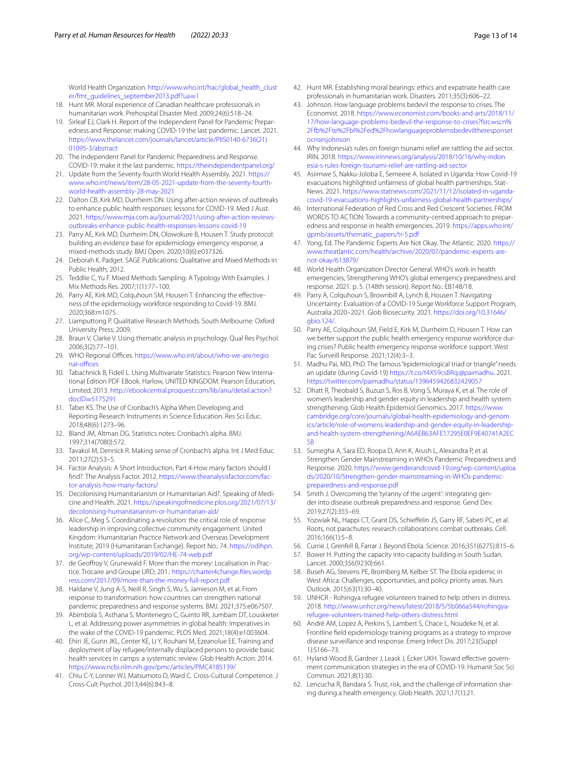World Health Organization. http://www.who.int/hac/global_health_cluster/fmt_guidelines_september2013.pdf?ua=1

18. Hunt MR. Moral experience of Canadian healthcare professionals in humanitarian work. Prehospital Disaster Med. 2009;24(6):518–24.
19. Sirleaf EJ, Clark H. Report of the Independent Panel for Pandemic Preparedness and Response: making COVID-19 the last pandemic. Lancet. 2021. https://www.thelancet.com/journals/lancet/article/PIIS0140-6736(21)01095-3/abstract
20. The Independent Panel for Pandemic Preparedness and Response. COVID-19: make it the last pandemic. https://theindependentpanel.org/
21. Update from the Seventy-fourth World Health Assembly. 2021. https://www.who.int/news/item/28-05-2021-update-from-the-seventy-fourth-world-health-assembly-28-may-2021
22. Dalton CB, Kirk MD, Durrheim DN. Using after-action reviews of outbreaks to enhance public health responses: lessons for COVID-19. Med J Aust. 2021. https://www.mja.com.au/journal/2021/using-after-action-reviews-outbreaks-enhance-public-health-responses-lessons-covid-19
23. Parry AE, Kirk MD, Durrheim DN, Olowokure B, Housen T. Study protocol: building an evidence base for epidemiology emergency response, a mixed-methods study. BMJ Open. 2020;10(6):e037326.
24. Deborah K. Padget. SAGE Publications: Qualitative and Mixed Methods in Public Health; 2012.
25. Teddlie C, Yu F. Mixed Methods Sampling: A Typology With Examples. J Mix Methods Res. 2007;1(1):77–100.
26. Parry AE, Kirk MD, Colquhoun SM, Housen T. Enhancing the effectiveness of the epidemiology workforce responding to Covid-19. BMJ. 2020;368:m1075.
27. Liamputtong P. Qualitative Research Methods. South Melbourne: Oxford University Press; 2009.
28. Braun V, Clarke V. Using thematic analysis in psychology. Qual Res Psychol. 2006;3(2):77–101.
29. WHO Regional Offices. https://www.who.int/about/who-we-are/regional-offices
30. Tabachnick B, Fidell L. Using Multivariate Statistics: Pearson New International Edition PDF EBook. Harlow, UNITED KINGDOM: Pearson Education, Limited; 2013. http://ebookcentral.proquest.com/lib/anu/detail.action?docID=5175291
31. Taber KS. The Use of Cronbach's Alpha When Developing and Reporting Research Instruments in Science Education. Res Sci Educ. 2018;48(6):1273–96.
32. Bland JM, Altman DG. Statistics notes: Cronbach's alpha. BMJ. 1997;314(7080):572.
33. Tavakol M, Dennick R. Making sense of Cronbach's alpha. Int J Med Educ. 2011;27(2):53–5.
34. Factor Analysis: A Short Introduction, Part 4-How many factors should I find?. The Analysis Factor. 2012. https://www.theanalysisfactor.com/factor-analysis-how-many-factors/
35. Decolonising Humanitarianism or Humanitarian Aid?. Speaking of Medicine and Health. 2021. https://speakingofmedicine.plos.org/2021/07/13/decolonising-humanitarianism-or-humanitarian-aid/
36. Alice C, Meg S. Coordinating a revolution: the critical role of response leadership in improving collective community engagement. United Kingdom: Humanitarian Practice Network and Overseas Development Institute; 2019 (Humanitarian Exchange). Report No.: 74. https://odihpn.org/wp-content/uploads/2019/02/HE-74-web.pdf
37. de Geoffroy V, Grunewald F. More than the money: Localisation in Practice. Trocaire and Groupe URD; 201.: https://charter4change.files.wordpress.com/2017/09/more-than-the-money-full-report.pdf
38. Haldane V, Jung A-S, Neill R, Singh S, Wu S, Jamieson M, et al. From response to transformation: how countries can strengthen national pandemic preparedness and response systems. BMJ. 2021;375:e067507.
39. Abimbola S, Asthana S, Montenegro C, Guinto RR, Jumbam DT, Louskieter L, et al. Addressing power asymmetries in global health: Imperatives in the wake of the COVID-19 pandemic. PLOS Med. 2021;18(4):e1003604.
40. Ehiri JE, Gunn JKL, Center KE, Li Y, Rouhani M, Ezeanolue EE. Training and deployment of lay refugee/internally displaced persons to provide basic health services in camps: a systematic review. Glob Health Action. 2014. https://www.ncbi.nlm.nih.gov/pmc/articles/PMC4185139/
41. Chiu C-Y, Lonner WJ, Matsumoto D, Ward C. Cross-Cultural Competence. J Cross-Cult Psychol. 2013;44(6):843–8.
42. Hunt MR. Establishing moral bearings: ethics and expatriate health care professionals in humanitarian work. Disasters. 2011;35(3):606–22.
43. Johnson. How language problems bedevil the response to crises. The Economist. 2018. https://www.economist.com/books-and-arts/2018/11/17/how-language-problems-bedevil-the-response-to-crises?fsrc=scn%2Ffb%2Fte%2Fbl%2Fed%2Fhowlanguageproblemsbedeviltheresponsetocrisesjohnson
44. Why Indonesia's rules on foreign tsunami relief are rattling the aid sector. IRIN. 2018. https://www.irinnews.org/analysis/2018/10/16/why-indonesia-s-rules-foreign-tsunami-relief-are-rattling-aid-sector
45. Asiimwe S, Nakku-Joloba E, Semeere A. Isolated in Uganda: How Covid-19 evacuations highlighted unfairness of global health partnerships. StatNews. 2021. https://www.statnews.com/2021/11/12/isolated-in-uganda-covid-19-evacuations-highlights-unfairness-global-health-partnerships/
46. International Federation of Red Cross and Red Crescent Societies. FROM WORDS TO ACTION: Towards a community-centred approach to preparedness and response in health emergencies. 2019. https://apps.who.int/gpmb/assets/thematic_papers/tr-5.pdf
47. Yong, Ed. The Pandemic Experts Are Not Okay. The Atlantic. 2020. https://www.theatlantic.com/health/archive/2020/07/pandemic-experts-are-not-okay/613879/
48. World Health Organization Director General. WHO's work in health emergencies, Strengthening WHO's global emergency preparedness and response. 2021. p. 5. (148th session). Report No.: EB148/18.
49. Parry A, Colquhoun S, Brownbill A, Lynch B, Housen T. Navigating Uncertainty: Evaluation of a COVID-19 Surge Workforce Support Program, Australia 2020–2021. Glob Biosecurity. 2021. https://doi.org/10.31646/gbio.124/.
50. Parry AE, Colquhoun SM, Field E, Kirk M, Durrheim D, Housen T. How can we better support the public health emergency response workforce during crises? Public health emergency response workforce support. West Pac Surveill Response. 2021;12(4):3–3.
51. Madhu Pai, MD, PhD. The famous "epidemiological triad or triangle" needs an update (during Covid-19) https://t.co/t4X59csBRq.@paimadhu. 2021. https://twitter.com/paimadhu/status/1396459426832429057
52. Dhatt R, Theobald S, Buzuzi S, Ros B, Vong S, Muraya K, et al. The role of women's leadership and gender equity in leadership and health system strengthening. Glob Health Epidemiol Genomics. 2017. https://www.cambridge.org/core/journals/global-health-epidemiology-and-genomics/article/role-of-womens-leadership-and-gender-equity-in-leadership-and-health-system-strengthening/A6AEB63AFE17295E0EF9E40741A2EC5B
53. Sumegha A, Sara ED, Roopa D, Ann K, Arush L, Alexandra P, et al. Strengthen Gender Mainstreaming in WHOs Pandemic Preparedness and Response. 2020. https://www.genderandcovid-19.org/wp-content/uploads/2020/10/Strengthen-gender-mainstreaming-in-WHOs-pandemic-preparedness-and-response.pdf
54. Smith J. Overcoming the 'tyranny of the urgent': integrating gender into disease outbreak preparedness and response. Gend Dev. 2019;27(2):355–69.
55. Yozwiak NL, Happi CT, Grant DS, Schieffelin JS, Garry RF, Sabeti PC, et al. Roots, not parachutes: research collaborations combat outbreaks. Cell. 2016;166(1):5–8.
56. Currie J, Grenfell B, Farrar J. Beyond Ebola. Science. 2016;351(6275):815–6.
57. Bower H. Putting the capacity into capacity building in South Sudan. Lancet. 2000;356(9230):661.
58. Buseh AG, Stevens PE, Bromberg M, Kelber ST. The Ebola epidemic in West Africa: Challenges, opportunities, and policy priority areas. Nurs Outlook. 2015;63(1):30–40.
59. UNHCR - Rohingya refugee volunteers trained to help others in distress. 2018. http://www.unhcr.org/news/latest/2018/5/5b066a544/rohingya-refugee-volunteers-trained-help-others-distress.html
60. André AM, Lopez A, Perkins S, Lambert S, Chace L, Noudeke N, et al. Frontline field epidemiology training programs as a strategy to improve disease surveillance and response. Emerg Infect Dis. 2017;23(Suppl 1):S166–73.
61. Hyland-Wood B, Gardner J, Leask J, Ecker UKH. Toward effective government communication strategies in the era of COVID-19. Humanit Soc Sci Commun. 2021;8(1):30.
62. Lencucha R, Bandara S. Trust, risk, and the challenge of information sharing during a health emergency. Glob Health. 2021;17(1):21.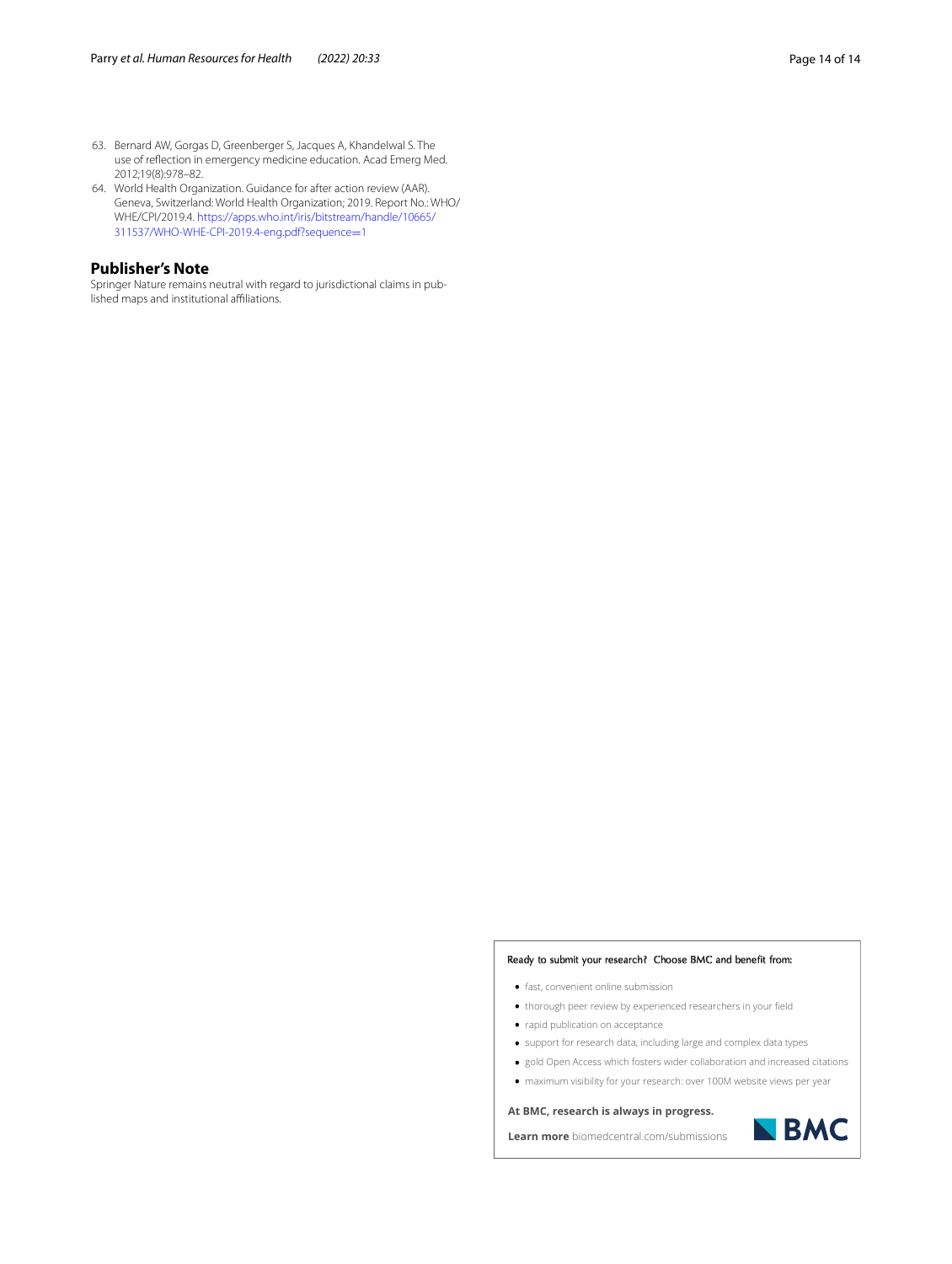63. Bernard AW, Gorgas D, Greenberger S, Jacques A, Khandelwal S. The use of reflection in emergency medicine education. Acad Emerg Med. 2012;19(8):978–82.
64. World Health Organization. Guidance for after action review (AAR). Geneva, Switzerland: World Health Organization; 2019. Report No.: WHO/WHE/CPI/2019.4. https://apps.who.int/iris/bitstream/handle/10665/311537/WHO-WHE-CPI-2019.4-eng.pdf?sequence=1

## Publisher's Note

Springer Nature remains neutral with regard to jurisdictional claims in published maps and institutional affiliations.

Ready to submit your research? Choose BMC and benefit from:

- fast, convenient online submission
- thorough peer review by experienced researchers in your field
- rapid publication on acceptance
- support for research data, including large and complex data types
- gold Open Access which fosters wider collaboration and increased citations
- maximum visibility for your research: over 100M website views per year

**At BMC, research is always in progress.**

**Learn more** biomedcentral.com/submissions

BMC